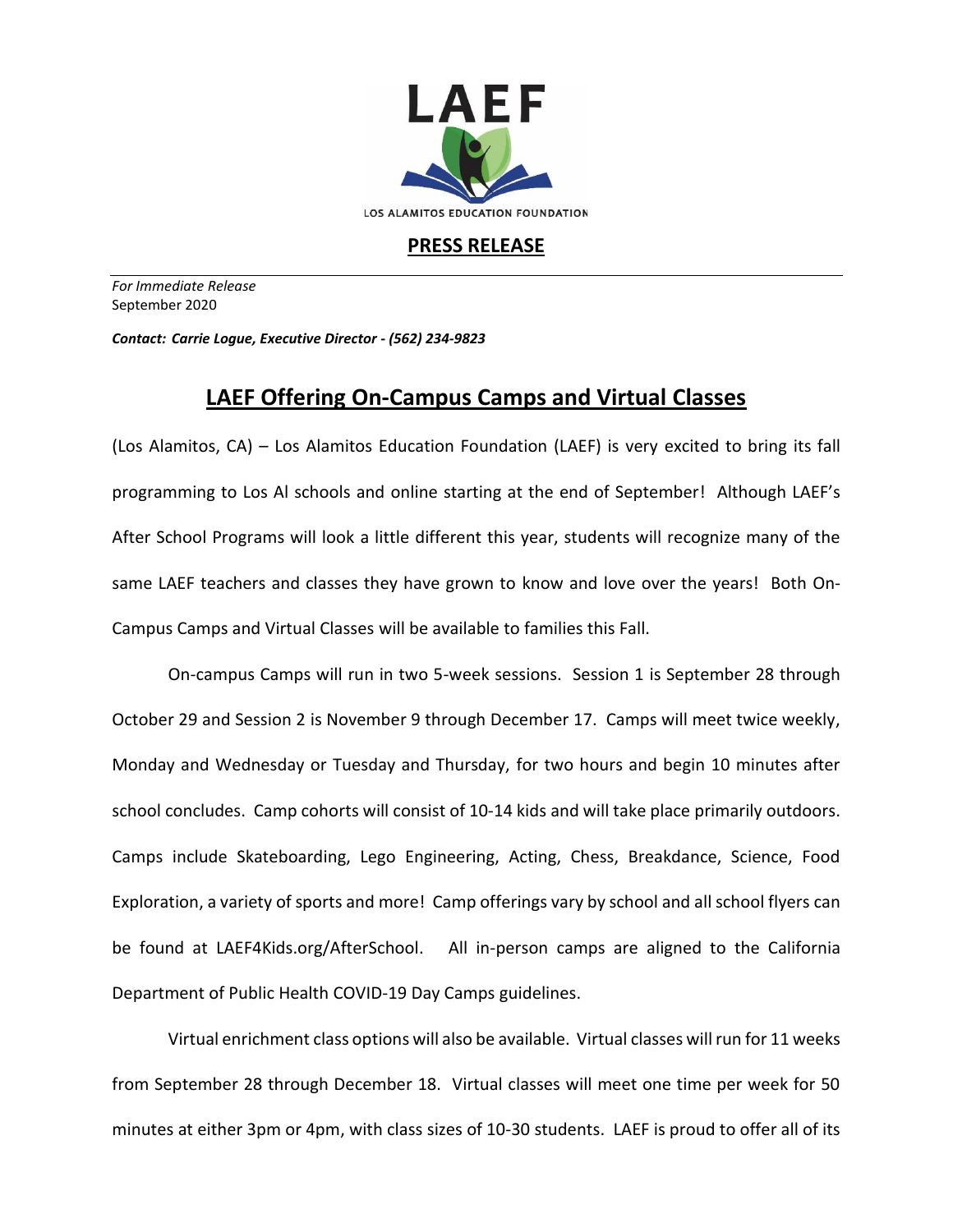LAEF

LOS ALAMITOS EDUCATION FOUNDATION

**PRESS RELEASE**

*For Immediate Release*
September 2020

***Contact: Carrie Logue, Executive Director - (562) 234-9823***

# LAEF Offering On-Campus Camps and Virtual Classes

(Los Alamitos, CA) – Los Alamitos Education Foundation (LAEF) is very excited to bring its fall programming to Los Al schools and online starting at the end of September! Although LAEF's After School Programs will look a little different this year, students will recognize many of the same LAEF teachers and classes they have grown to know and love over the years! Both On-Campus Camps and Virtual Classes will be available to families this Fall.

On-campus Camps will run in two 5-week sessions. Session 1 is September 28 through October 29 and Session 2 is November 9 through December 17. Camps will meet twice weekly, Monday and Wednesday or Tuesday and Thursday, for two hours and begin 10 minutes after school concludes. Camp cohorts will consist of 10-14 kids and will take place primarily outdoors. Camps include Skateboarding, Lego Engineering, Acting, Chess, Breakdance, Science, Food Exploration, a variety of sports and more! Camp offerings vary by school and all school flyers can be found at LAEF4Kids.org/AfterSchool. All in-person camps are aligned to the California Department of Public Health COVID-19 Day Camps guidelines.

Virtual enrichment class options will also be available. Virtual classes will run for 11 weeks from September 28 through December 18. Virtual classes will meet one time per week for 50 minutes at either 3pm or 4pm, with class sizes of 10-30 students. LAEF is proud to offer all of its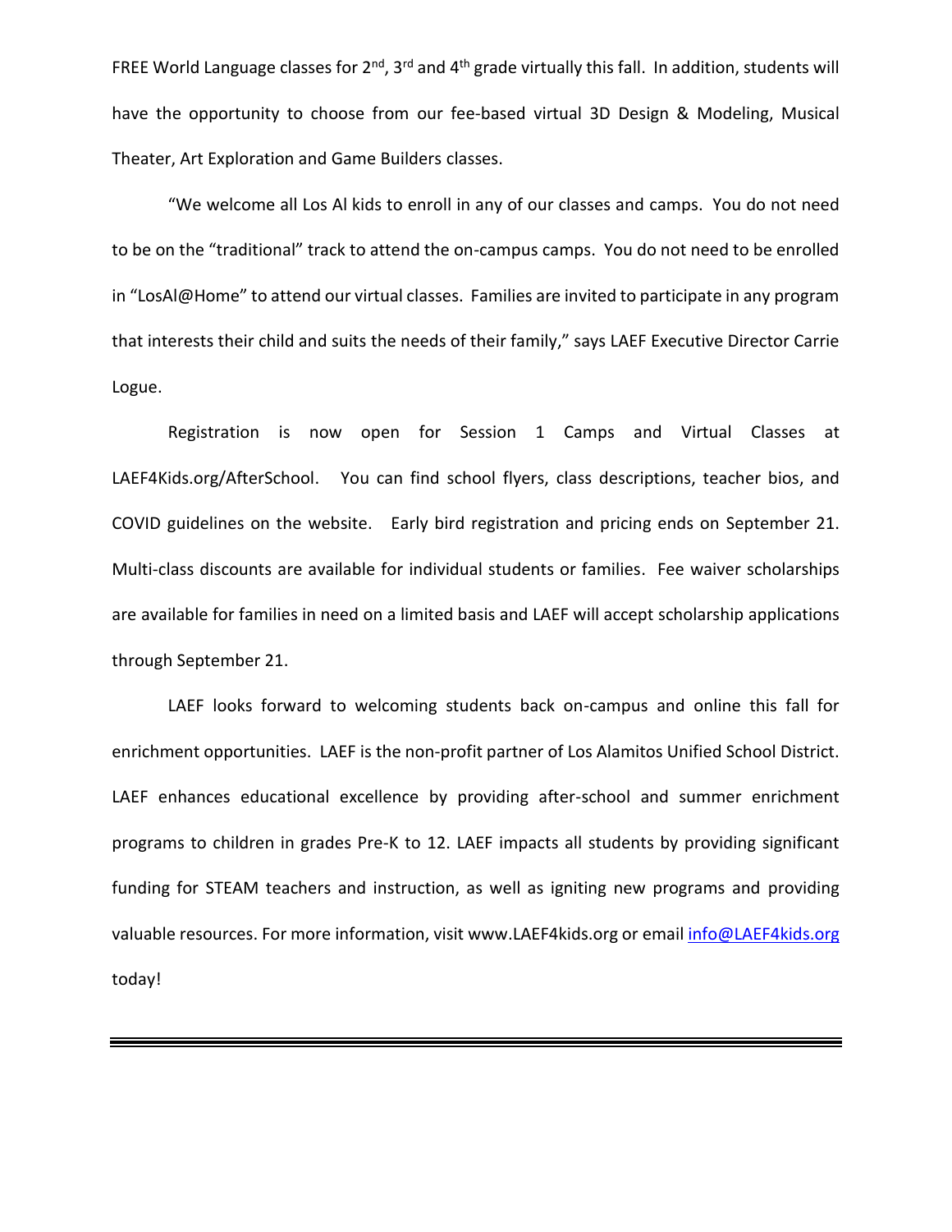FREE World Language classes for 2nd, 3rd and 4th grade virtually this fall. In addition, students will have the opportunity to choose from our fee-based virtual 3D Design & Modeling, Musical Theater, Art Exploration and Game Builders classes.

"We welcome all Los Al kids to enroll in any of our classes and camps. You do not need to be on the "traditional" track to attend the on-campus camps. You do not need to be enrolled in "LosAl@Home" to attend our virtual classes. Families are invited to participate in any program that interests their child and suits the needs of their family," says LAEF Executive Director Carrie Logue.

Registration is now open for Session 1 Camps and Virtual Classes at LAEF4Kids.org/AfterSchool. You can find school flyers, class descriptions, teacher bios, and COVID guidelines on the website. Early bird registration and pricing ends on September 21. Multi-class discounts are available for individual students or families. Fee waiver scholarships are available for families in need on a limited basis and LAEF will accept scholarship applications through September 21.

LAEF looks forward to welcoming students back on-campus and online this fall for enrichment opportunities. LAEF is the non-profit partner of Los Alamitos Unified School District. LAEF enhances educational excellence by providing after-school and summer enrichment programs to children in grades Pre-K to 12. LAEF impacts all students by providing significant funding for STEAM teachers and instruction, as well as igniting new programs and providing valuable resources. For more information, visit www.LAEF4kids.org or email info@LAEF4kids.org today!

---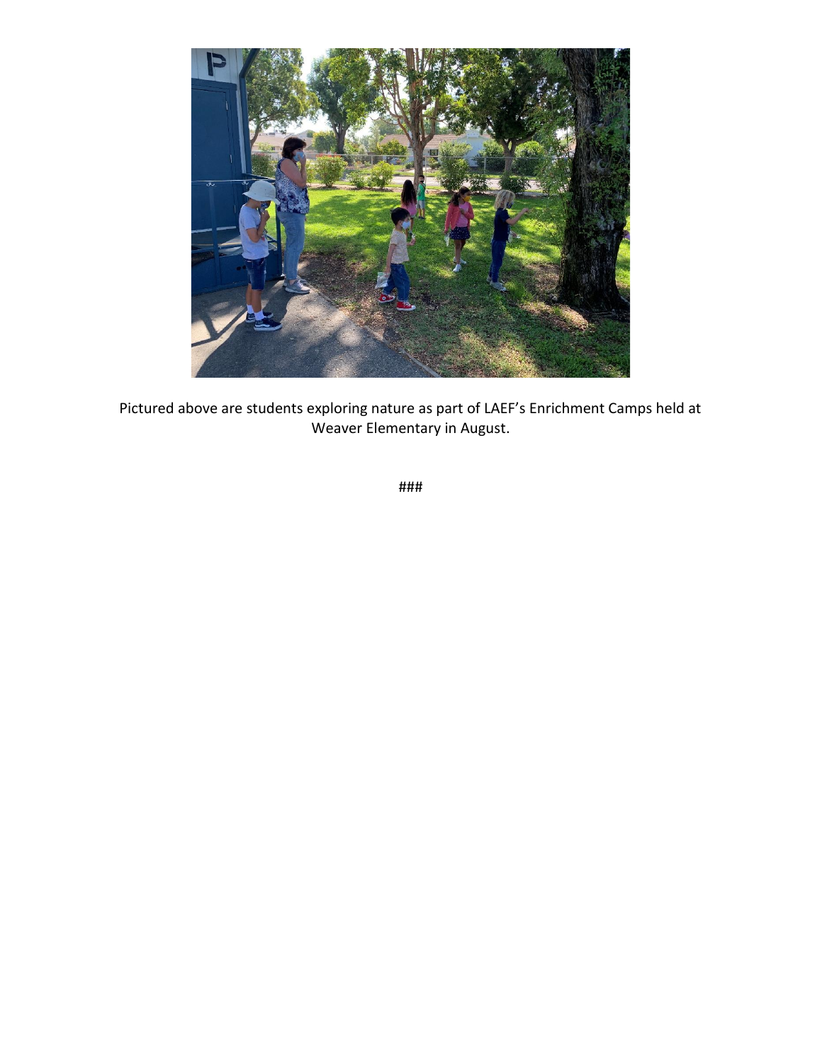Pictured above are students exploring nature as part of LAEF's Enrichment Camps held at Weaver Elementary in August.

###